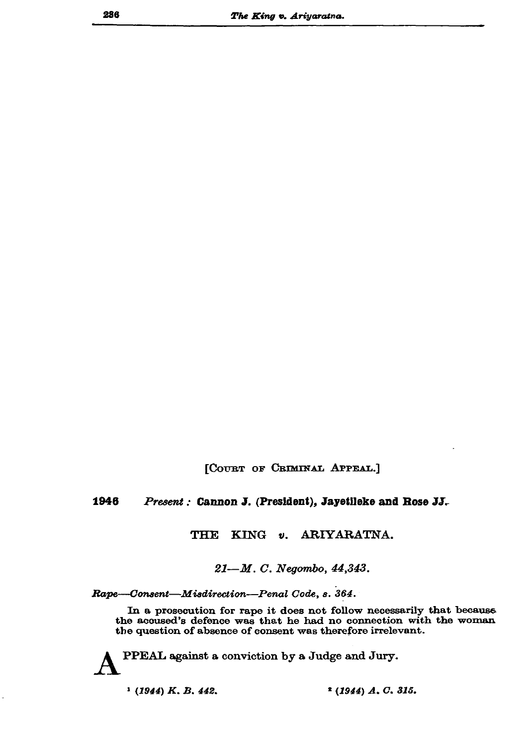[Court of Criminal Appeal.]

**1946** *Present :* **Cannon J. (President), Jayetileke and Rose JJ.**

THE KING *v.* ARIYARATNA.

*21—M. C. Negombo, 44,343.*

*Rape—Consent—Misdirection—Penal Code, s. 364.*

In a prosecution for rape it does not follow necessarily that because the accused's defence was that he had no connection with the woman the question of absence of consent was therefore irrelevant.

APPEAL against a conviction by a Judge and Jury.

[1] *(1944) K. B. 442.*

[2] *(1944) A. C. 315.*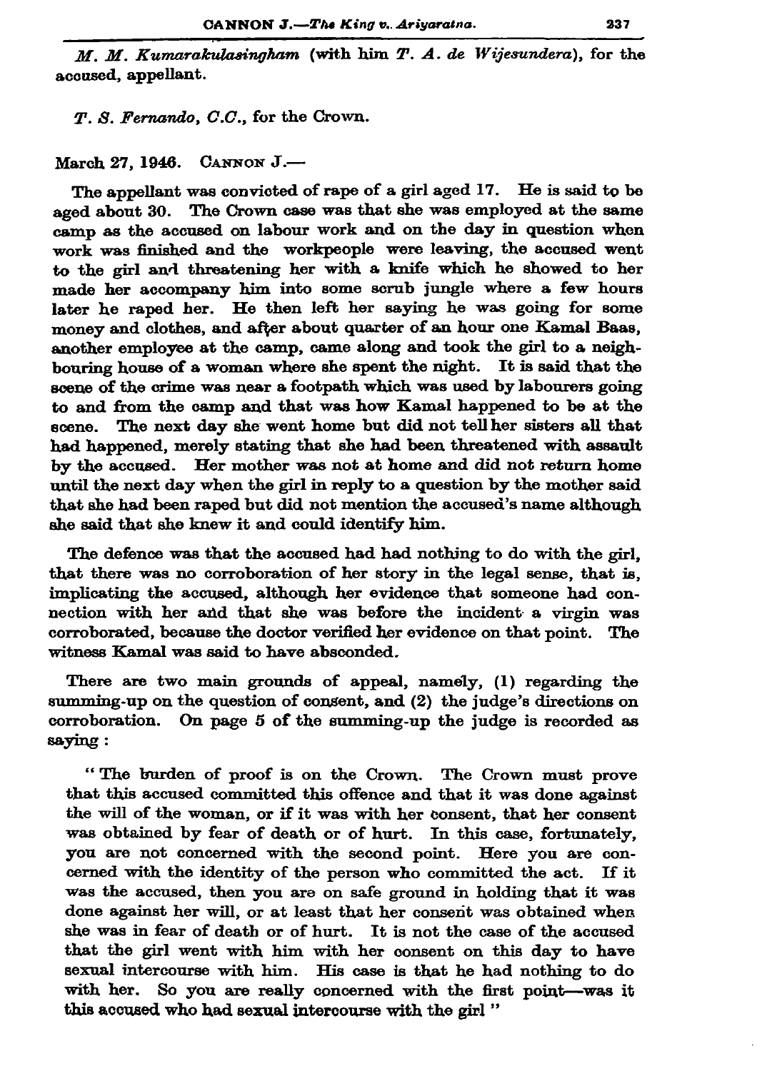*M. M. Kumarakulasingham* (with him *T. A. de Wijesundera*), for the accused, appellant.

*T. S. Fernando, C.C.*, for the Crown.

March 27, 1946. CANNON J.—

The appellant was convicted of rape of a girl aged 17. He is said to be aged about 30. The Crown case was that she was employed at the same camp as the accused on labour work and on the day in question when work was finished and the workpeople were leaving, the accused went to the girl and threatening her with a knife which he showed to her made her accompany him into some scrub jungle where a few hours later he raped her. He then left her saying he was going for some money and clothes, and after about quarter of an hour one Kamal Baas, another employee at the camp, came along and took the girl to a neighbouring house of a woman where she spent the night. It is said that the scene of the crime was near a footpath which was used by labourers going to and from the camp and that was how Kamal happened to be at the scene. The next day she went home but did not tell her sisters all that had happened, merely stating that she had been threatened with assault by the accused. Her mother was not at home and did not return home until the next day when the girl in reply to a question by the mother said that she had been raped but did not mention the accused's name although she said that she knew it and could identify him.

The defence was that the accused had had nothing to do with the girl, that there was no corroboration of her story in the legal sense, that is, implicating the accused, although her evidence that someone had connection with her and that she was before the incident a virgin was corroborated, because the doctor verified her evidence on that point. The witness Kamal was said to have absconded.

There are two main grounds of appeal, namely, (1) regarding the summing-up on the question of consent, and (2) the judge's directions on corroboration. On page 5 of the summing-up the judge is recorded as saying :

> " The burden of proof is on the Crown. The Crown must prove that this accused committed this offence and that it was done against the will of the woman, or if it was with her consent, that her consent was obtained by fear of death or of hurt. In this case, fortunately, you are not concerned with the second point. Here you are concerned with the identity of the person who committed the act. If it was the accused, then you are on safe ground in holding that it was done against her will, or at least that her consent was obtained when she was in fear of death or of hurt. It is not the case of the accused that the girl went with him with her consent on this day to have sexual intercourse with him. His case is that he had nothing to do with her. So you are really concerned with the first point—was it this accused who had sexual intercourse with the girl "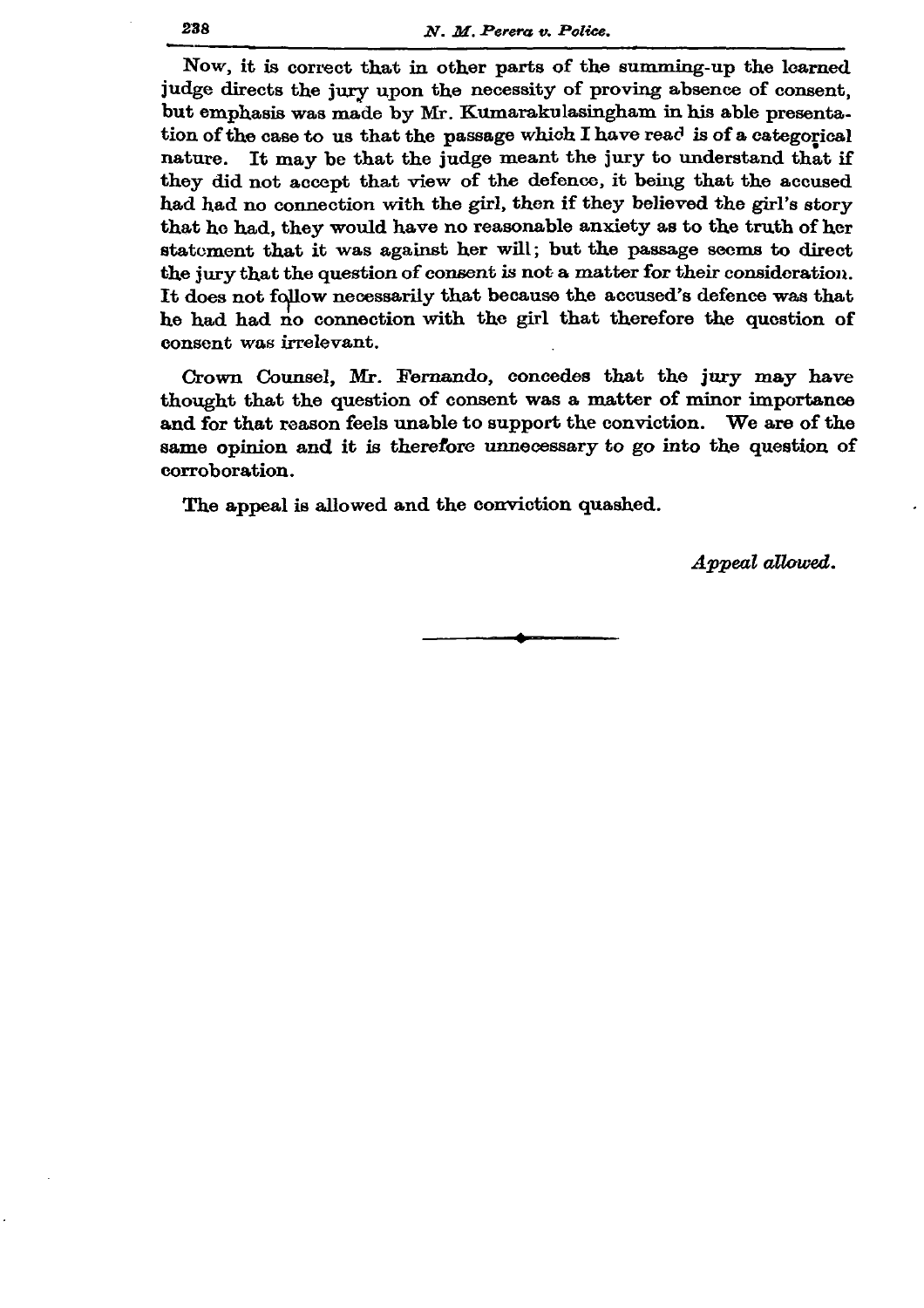Now, it is correct that in other parts of the summing-up the learned judge directs the jury upon the necessity of proving absence of consent, but emphasis was made by Mr. Kumarakulasingham in his able presentation of the case to us that the passage which I have read is of a categorical nature. It may be that the judge meant the jury to understand that if they did not accept that view of the defence, it being that the accused had had no connection with the girl, then if they believed the girl's story that he had, they would have no reasonable anxiety as to the truth of her statement that it was against her will; but the passage seems to direct the jury that the question of consent is not a matter for their consideration. It does not follow necessarily that because the accused's defence was that he had had no connection with the girl that therefore the question of consent was irrelevant.

Crown Counsel, Mr. Fernando, concedes that the jury may have thought that the question of consent was a matter of minor importance and for that reason feels unable to support the conviction. We are of the same opinion and it is therefore unnecessary to go into the question of corroboration.

The appeal is allowed and the conviction quashed.

*Appeal allowed.*